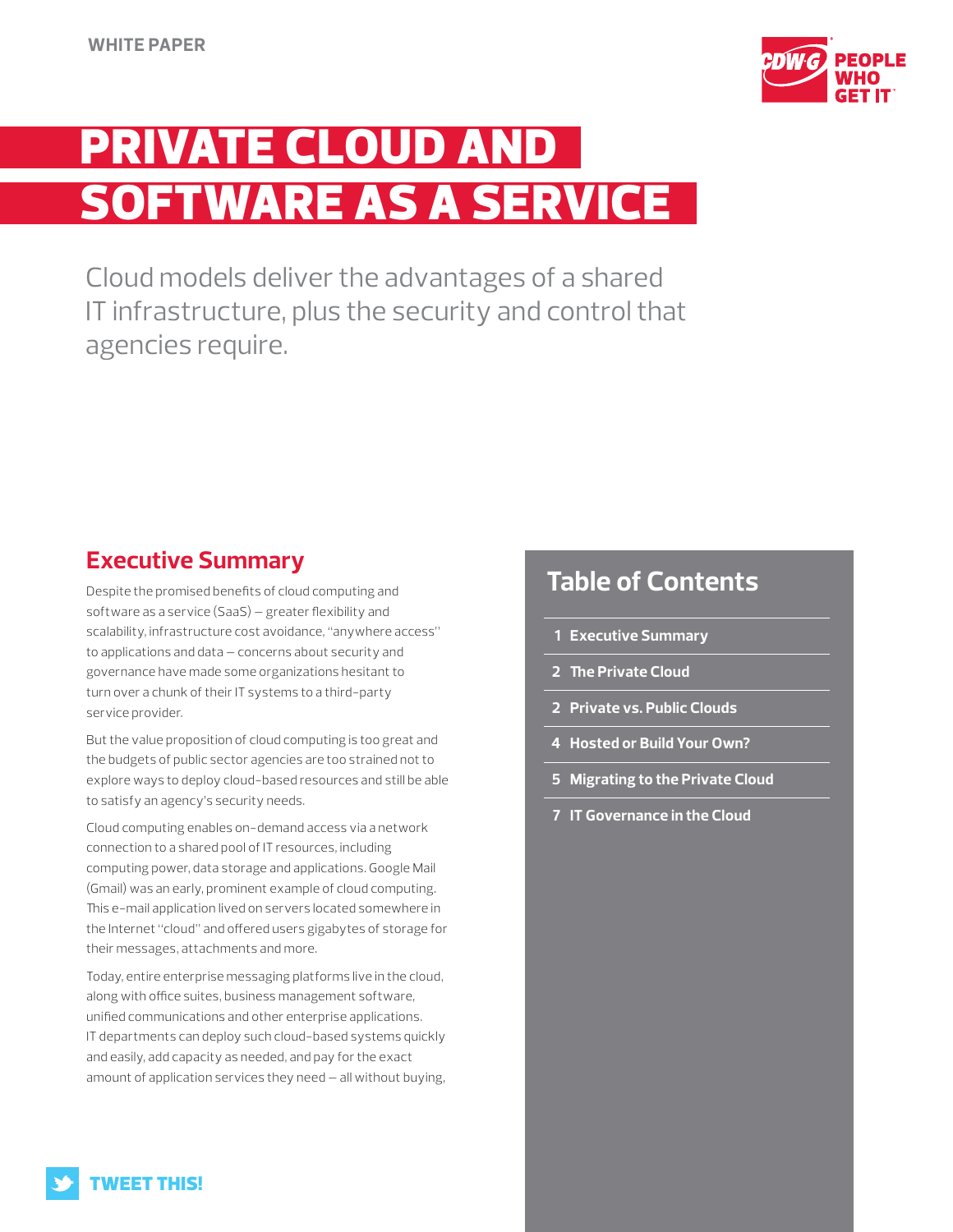WHITE PAPER

CDW-G PEOPLE WHO GET IT

# PRIVATE CLOUD AND SOFTWARE AS A SERVICE

Cloud models deliver the advantages of a shared IT infrastructure, plus the security and control that agencies require.

## Executive Summary

Despite the promised benefits of cloud computing and software as a service (SaaS) — greater flexibility and scalability, infrastructure cost avoidance, "anywhere access" to applications and data — concerns about security and governance have made some organizations hesitant to turn over a chunk of their IT systems to a third-party service provider.

But the value proposition of cloud computing is too great and the budgets of public sector agencies are too strained not to explore ways to deploy cloud-based resources and still be able to satisfy an agency's security needs.

Cloud computing enables on-demand access via a network connection to a shared pool of IT resources, including computing power, data storage and applications. Google Mail (Gmail) was an early, prominent example of cloud computing. This e-mail application lived on servers located somewhere in the Internet "cloud" and offered users gigabytes of storage for their messages, attachments and more.

Today, entire enterprise messaging platforms live in the cloud, along with office suites, business management software, unified communications and other enterprise applications. IT departments can deploy such cloud-based systems quickly and easily, add capacity as needed, and pay for the exact amount of application services they need — all without buying,

## Table of Contents

- 1 Executive Summary
- 2 The Private Cloud
- 2 Private vs. Public Clouds
- 4 Hosted or Build Your Own?
- 5 Migrating to the Private Cloud
- 7 IT Governance in the Cloud

TWEET THIS!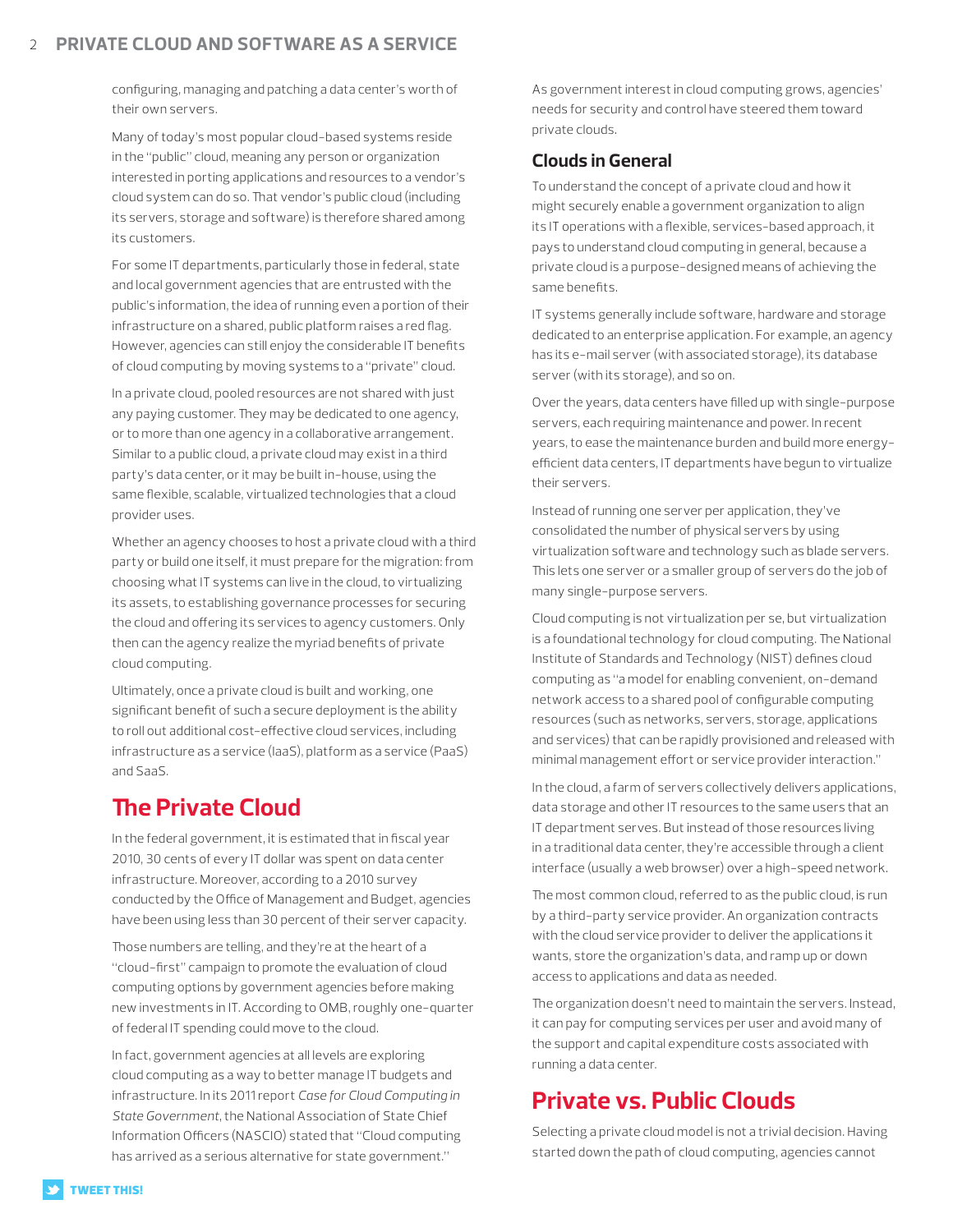configuring, managing and patching a data center's worth of their own servers.

Many of today's most popular cloud-based systems reside in the "public" cloud, meaning any person or organization interested in porting applications and resources to a vendor's cloud system can do so. That vendor's public cloud (including its servers, storage and software) is therefore shared among its customers.

For some IT departments, particularly those in federal, state and local government agencies that are entrusted with the public's information, the idea of running even a portion of their infrastructure on a shared, public platform raises a red flag. However, agencies can still enjoy the considerable IT benefits of cloud computing by moving systems to a "private" cloud.

In a private cloud, pooled resources are not shared with just any paying customer. They may be dedicated to one agency, or to more than one agency in a collaborative arrangement. Similar to a public cloud, a private cloud may exist in a third party's data center, or it may be built in-house, using the same flexible, scalable, virtualized technologies that a cloud provider uses.

Whether an agency chooses to host a private cloud with a third party or build one itself, it must prepare for the migration: from choosing what IT systems can live in the cloud, to virtualizing its assets, to establishing governance processes for securing the cloud and offering its services to agency customers. Only then can the agency realize the myriad benefits of private cloud computing.

Ultimately, once a private cloud is built and working, one significant benefit of such a secure deployment is the ability to roll out additional cost-effective cloud services, including infrastructure as a service (IaaS), platform as a service (PaaS) and SaaS.

## The Private Cloud

In the federal government, it is estimated that in fiscal year 2010, 30 cents of every IT dollar was spent on data center infrastructure. Moreover, according to a 2010 survey conducted by the Office of Management and Budget, agencies have been using less than 30 percent of their server capacity.

Those numbers are telling, and they're at the heart of a "cloud-first" campaign to promote the evaluation of cloud computing options by government agencies before making new investments in IT. According to OMB, roughly one-quarter of federal IT spending could move to the cloud.

In fact, government agencies at all levels are exploring cloud computing as a way to better manage IT budgets and infrastructure. In its 2011 report *Case for Cloud Computing in State Government*, the National Association of State Chief Information Officers (NASCIO) stated that "Cloud computing has arrived as a serious alternative for state government."

As government interest in cloud computing grows, agencies' needs for security and control have steered them toward private clouds.

### Clouds in General

To understand the concept of a private cloud and how it might securely enable a government organization to align its IT operations with a flexible, services-based approach, it pays to understand cloud computing in general, because a private cloud is a purpose-designed means of achieving the same benefits.

IT systems generally include software, hardware and storage dedicated to an enterprise application. For example, an agency has its e-mail server (with associated storage), its database server (with its storage), and so on.

Over the years, data centers have filled up with single-purpose servers, each requiring maintenance and power. In recent years, to ease the maintenance burden and build more energy-efficient data centers, IT departments have begun to virtualize their servers.

Instead of running one server per application, they've consolidated the number of physical servers by using virtualization software and technology such as blade servers. This lets one server or a smaller group of servers do the job of many single-purpose servers.

Cloud computing is not virtualization per se, but virtualization is a foundational technology for cloud computing. The National Institute of Standards and Technology (NIST) defines cloud computing as "a model for enabling convenient, on-demand network access to a shared pool of configurable computing resources (such as networks, servers, storage, applications and services) that can be rapidly provisioned and released with minimal management effort or service provider interaction."

In the cloud, a farm of servers collectively delivers applications, data storage and other IT resources to the same users that an IT department serves. But instead of those resources living in a traditional data center, they're accessible through a client interface (usually a web browser) over a high-speed network.

The most common cloud, referred to as the public cloud, is run by a third-party service provider. An organization contracts with the cloud service provider to deliver the applications it wants, store the organization's data, and ramp up or down access to applications and data as needed.

The organization doesn't need to maintain the servers. Instead, it can pay for computing services per user and avoid many of the support and capital expenditure costs associated with running a data center.

## Private vs. Public Clouds

Selecting a private cloud model is not a trivial decision. Having started down the path of cloud computing, agencies cannot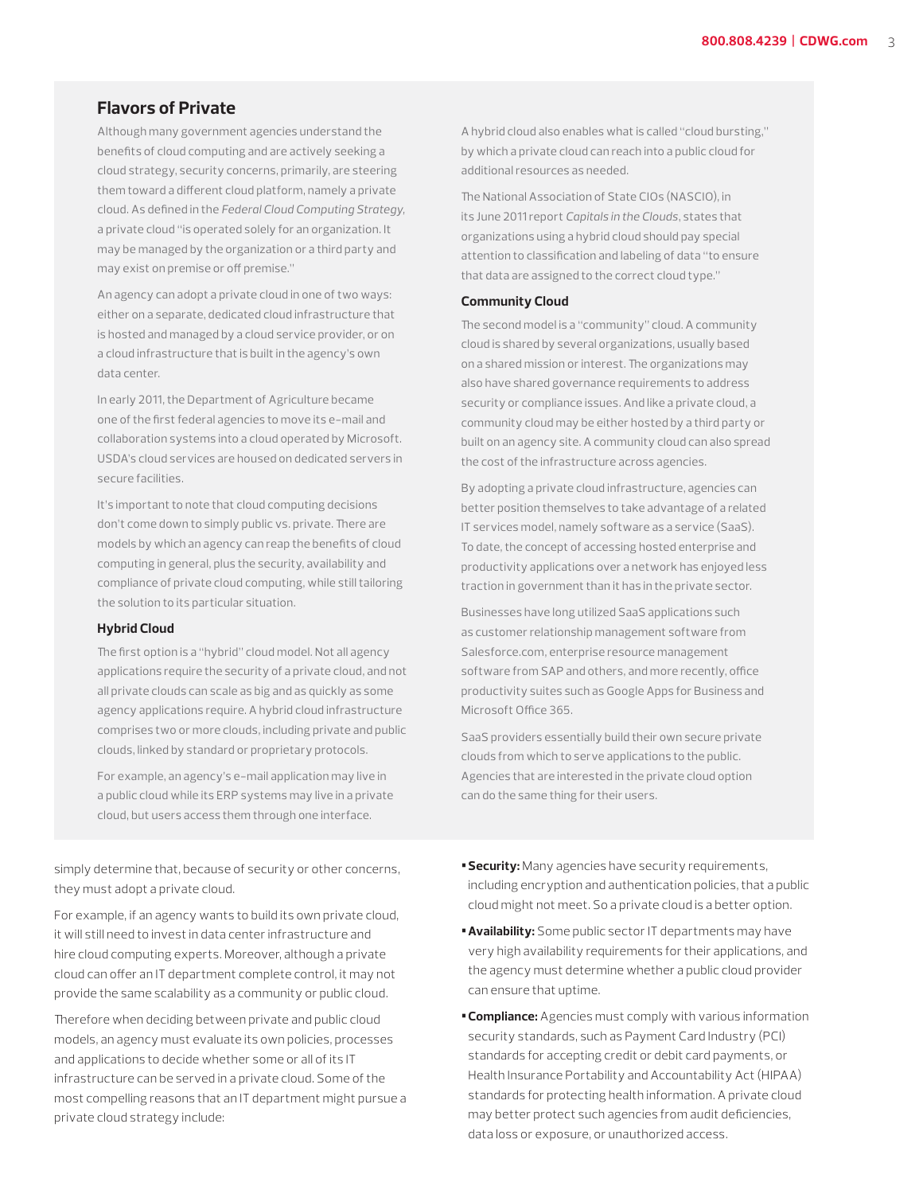## Flavors of Private

Although many government agencies understand the benefits of cloud computing and are actively seeking a cloud strategy, security concerns, primarily, are steering them toward a different cloud platform, namely a private cloud. As defined in the *Federal Cloud Computing Strategy*, a private cloud "is operated solely for an organization. It may be managed by the organization or a third party and may exist on premise or off premise."

An agency can adopt a private cloud in one of two ways: either on a separate, dedicated cloud infrastructure that is hosted and managed by a cloud service provider, or on a cloud infrastructure that is built in the agency's own data center.

In early 2011, the Department of Agriculture became one of the first federal agencies to move its e-mail and collaboration systems into a cloud operated by Microsoft. USDA's cloud services are housed on dedicated servers in secure facilities.

It's important to note that cloud computing decisions don't come down to simply public vs. private. There are models by which an agency can reap the benefits of cloud computing in general, plus the security, availability and compliance of private cloud computing, while still tailoring the solution to its particular situation.

### Hybrid Cloud

The first option is a "hybrid" cloud model. Not all agency applications require the security of a private cloud, and not all private clouds can scale as big and as quickly as some agency applications require. A hybrid cloud infrastructure comprises two or more clouds, including private and public clouds, linked by standard or proprietary protocols.

For example, an agency's e-mail application may live in a public cloud while its ERP systems may live in a private cloud, but users access them through one interface.

A hybrid cloud also enables what is called "cloud bursting," by which a private cloud can reach into a public cloud for additional resources as needed.

The National Association of State CIOs (NASCIO), in its June 2011 report *Capitals in the Clouds*, states that organizations using a hybrid cloud should pay special attention to classification and labeling of data "to ensure that data are assigned to the correct cloud type."

### Community Cloud

The second model is a "community" cloud. A community cloud is shared by several organizations, usually based on a shared mission or interest. The organizations may also have shared governance requirements to address security or compliance issues. And like a private cloud, a community cloud may be either hosted by a third party or built on an agency site. A community cloud can also spread the cost of the infrastructure across agencies.

By adopting a private cloud infrastructure, agencies can better position themselves to take advantage of a related IT services model, namely software as a service (SaaS). To date, the concept of accessing hosted enterprise and productivity applications over a network has enjoyed less traction in government than it has in the private sector.

Businesses have long utilized SaaS applications such as customer relationship management software from Salesforce.com, enterprise resource management software from SAP and others, and more recently, office productivity suites such as Google Apps for Business and Microsoft Office 365.

SaaS providers essentially build their own secure private clouds from which to serve applications to the public. Agencies that are interested in the private cloud option can do the same thing for their users.

simply determine that, because of security or other concerns, they must adopt a private cloud.

For example, if an agency wants to build its own private cloud, it will still need to invest in data center infrastructure and hire cloud computing experts. Moreover, although a private cloud can offer an IT department complete control, it may not provide the same scalability as a community or public cloud.

Therefore when deciding between private and public cloud models, an agency must evaluate its own policies, processes and applications to decide whether some or all of its IT infrastructure can be served in a private cloud. Some of the most compelling reasons that an IT department might pursue a private cloud strategy include:

- **Security:** Many agencies have security requirements, including encryption and authentication policies, that a public cloud might not meet. So a private cloud is a better option.
- **Availability:** Some public sector IT departments may have very high availability requirements for their applications, and the agency must determine whether a public cloud provider can ensure that uptime.
- **Compliance:** Agencies must comply with various information security standards, such as Payment Card Industry (PCI) standards for accepting credit or debit card payments, or Health Insurance Portability and Accountability Act (HIPAA) standards for protecting health information. A private cloud may better protect such agencies from audit deficiencies, data loss or exposure, or unauthorized access.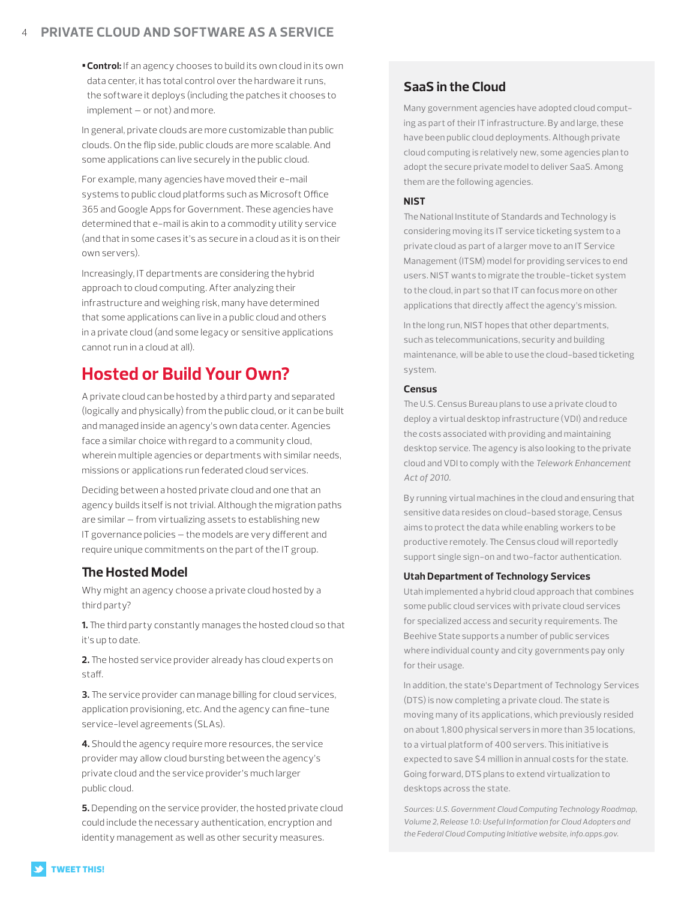- **Control:** If an agency chooses to build its own cloud in its own data center, it has total control over the hardware it runs, the software it deploys (including the patches it chooses to implement — or not) and more.

In general, private clouds are more customizable than public clouds. On the flip side, public clouds are more scalable. And some applications can live securely in the public cloud.

For example, many agencies have moved their e-mail systems to public cloud platforms such as Microsoft Office 365 and Google Apps for Government. These agencies have determined that e-mail is akin to a commodity utility service (and that in some cases it's as secure in a cloud as it is on their own servers).

Increasingly, IT departments are considering the hybrid approach to cloud computing. After analyzing their infrastructure and weighing risk, many have determined that some applications can live in a public cloud and others in a private cloud (and some legacy or sensitive applications cannot run in a cloud at all).

## Hosted or Build Your Own?

A private cloud can be hosted by a third party and separated (logically and physically) from the public cloud, or it can be built and managed inside an agency's own data center. Agencies face a similar choice with regard to a community cloud, wherein multiple agencies or departments with similar needs, missions or applications run federated cloud services.

Deciding between a hosted private cloud and one that an agency builds itself is not trivial. Although the migration paths are similar — from virtualizing assets to establishing new IT governance policies — the models are very different and require unique commitments on the part of the IT group.

### The Hosted Model

Why might an agency choose a private cloud hosted by a third party?

**1.** The third party constantly manages the hosted cloud so that it's up to date.

**2.** The hosted service provider already has cloud experts on staff.

**3.** The service provider can manage billing for cloud services, application provisioning, etc. And the agency can fine-tune service-level agreements (SLAs).

**4.** Should the agency require more resources, the service provider may allow cloud bursting between the agency's private cloud and the service provider's much larger public cloud.

**5.** Depending on the service provider, the hosted private cloud could include the necessary authentication, encryption and identity management as well as other security measures.

### SaaS in the Cloud

Many government agencies have adopted cloud computing as part of their IT infrastructure. By and large, these have been public cloud deployments. Although private cloud computing is relatively new, some agencies plan to adopt the secure private model to deliver SaaS. Among them are the following agencies.

**NIST**

The National Institute of Standards and Technology is considering moving its IT service ticketing system to a private cloud as part of a larger move to an IT Service Management (ITSM) model for providing services to end users. NIST wants to migrate the trouble-ticket system to the cloud, in part so that IT can focus more on other applications that directly affect the agency's mission.

In the long run, NIST hopes that other departments, such as telecommunications, security and building maintenance, will be able to use the cloud-based ticketing system.

**Census**

The U.S. Census Bureau plans to use a private cloud to deploy a virtual desktop infrastructure (VDI) and reduce the costs associated with providing and maintaining desktop service. The agency is also looking to the private cloud and VDI to comply with the *Telework Enhancement Act of 2010*.

By running virtual machines in the cloud and ensuring that sensitive data resides on cloud-based storage, Census aims to protect the data while enabling workers to be productive remotely. The Census cloud will reportedly support single sign-on and two-factor authentication.

**Utah Department of Technology Services**

Utah implemented a hybrid cloud approach that combines some public cloud services with private cloud services for specialized access and security requirements. The Beehive State supports a number of public services where individual county and city governments pay only for their usage.

In addition, the state's Department of Technology Services (DTS) is now completing a private cloud. The state is moving many of its applications, which previously resided on about 1,800 physical servers in more than 35 locations, to a virtual platform of 400 servers. This initiative is expected to save $4 million in annual costs for the state. Going forward, DTS plans to extend virtualization to desktops across the state.

*Sources: U.S. Government Cloud Computing Technology Roadmap, Volume 2, Release 1.0: Useful Information for Cloud Adopters and the Federal Cloud Computing Initiative website, info.apps.gov.*

TWEET THIS!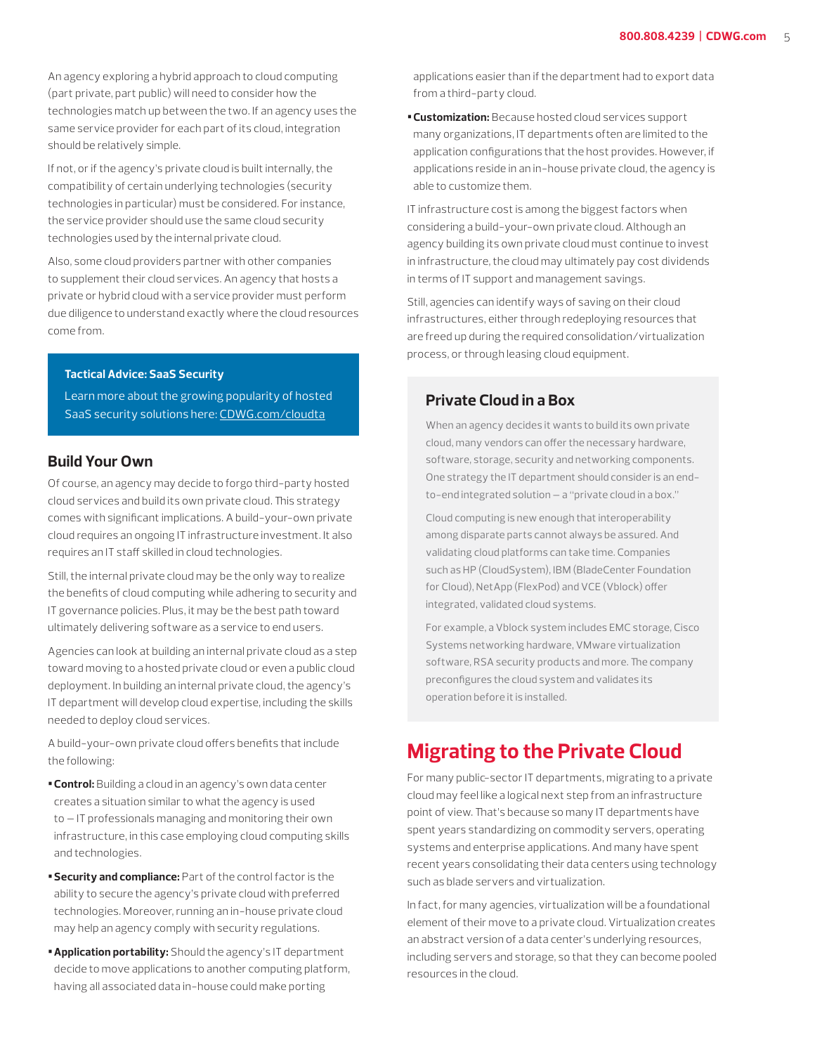An agency exploring a hybrid approach to cloud computing (part private, part public) will need to consider how the technologies match up between the two. If an agency uses the same service provider for each part of its cloud, integration should be relatively simple.

If not, or if the agency's private cloud is built internally, the compatibility of certain underlying technologies (security technologies in particular) must be considered. For instance, the service provider should use the same cloud security technologies used by the internal private cloud.

Also, some cloud providers partner with other companies to supplement their cloud services. An agency that hosts a private or hybrid cloud with a service provider must perform due diligence to understand exactly where the cloud resources come from.

**Tactical Advice: SaaS Security**

Learn more about the growing popularity of hosted SaaS security solutions here: CDWG.com/cloudta

## Build Your Own

Of course, an agency may decide to forgo third-party hosted cloud services and build its own private cloud. This strategy comes with significant implications. A build-your-own private cloud requires an ongoing IT infrastructure investment. It also requires an IT staff skilled in cloud technologies.

Still, the internal private cloud may be the only way to realize the benefits of cloud computing while adhering to security and IT governance policies. Plus, it may be the best path toward ultimately delivering software as a service to end users.

Agencies can look at building an internal private cloud as a step toward moving to a hosted private cloud or even a public cloud deployment. In building an internal private cloud, the agency's IT department will develop cloud expertise, including the skills needed to deploy cloud services.

A build-your-own private cloud offers benefits that include the following:

- **Control:** Building a cloud in an agency's own data center creates a situation similar to what the agency is used to — IT professionals managing and monitoring their own infrastructure, in this case employing cloud computing skills and technologies.
- **Security and compliance:** Part of the control factor is the ability to secure the agency's private cloud with preferred technologies. Moreover, running an in-house private cloud may help an agency comply with security regulations.
- **Application portability:** Should the agency's IT department decide to move applications to another computing platform, having all associated data in-house could make porting applications easier than if the department had to export data from a third-party cloud.
- **Customization:** Because hosted cloud services support many organizations, IT departments often are limited to the application configurations that the host provides. However, if applications reside in an in-house private cloud, the agency is able to customize them.

IT infrastructure cost is among the biggest factors when considering a build-your-own private cloud. Although an agency building its own private cloud must continue to invest in infrastructure, the cloud may ultimately pay cost dividends in terms of IT support and management savings.

Still, agencies can identify ways of saving on their cloud infrastructures, either through redeploying resources that are freed up during the required consolidation/virtualization process, or through leasing cloud equipment.

### Private Cloud in a Box

When an agency decides it wants to build its own private cloud, many vendors can offer the necessary hardware, software, storage, security and networking components. One strategy the IT department should consider is an end-to-end integrated solution — a "private cloud in a box."

Cloud computing is new enough that interoperability among disparate parts cannot always be assured. And validating cloud platforms can take time. Companies such as HP (CloudSystem), IBM (BladeCenter Foundation for Cloud), NetApp (FlexPod) and VCE (Vblock) offer integrated, validated cloud systems.

For example, a Vblock system includes EMC storage, Cisco Systems networking hardware, VMware virtualization software, RSA security products and more. The company preconfigures the cloud system and validates its operation before it is installed.

# Migrating to the Private Cloud

For many public-sector IT departments, migrating to a private cloud may feel like a logical next step from an infrastructure point of view. That's because so many IT departments have spent years standardizing on commodity servers, operating systems and enterprise applications. And many have spent recent years consolidating their data centers using technology such as blade servers and virtualization.

In fact, for many agencies, virtualization will be a foundational element of their move to a private cloud. Virtualization creates an abstract version of a data center's underlying resources, including servers and storage, so that they can become pooled resources in the cloud.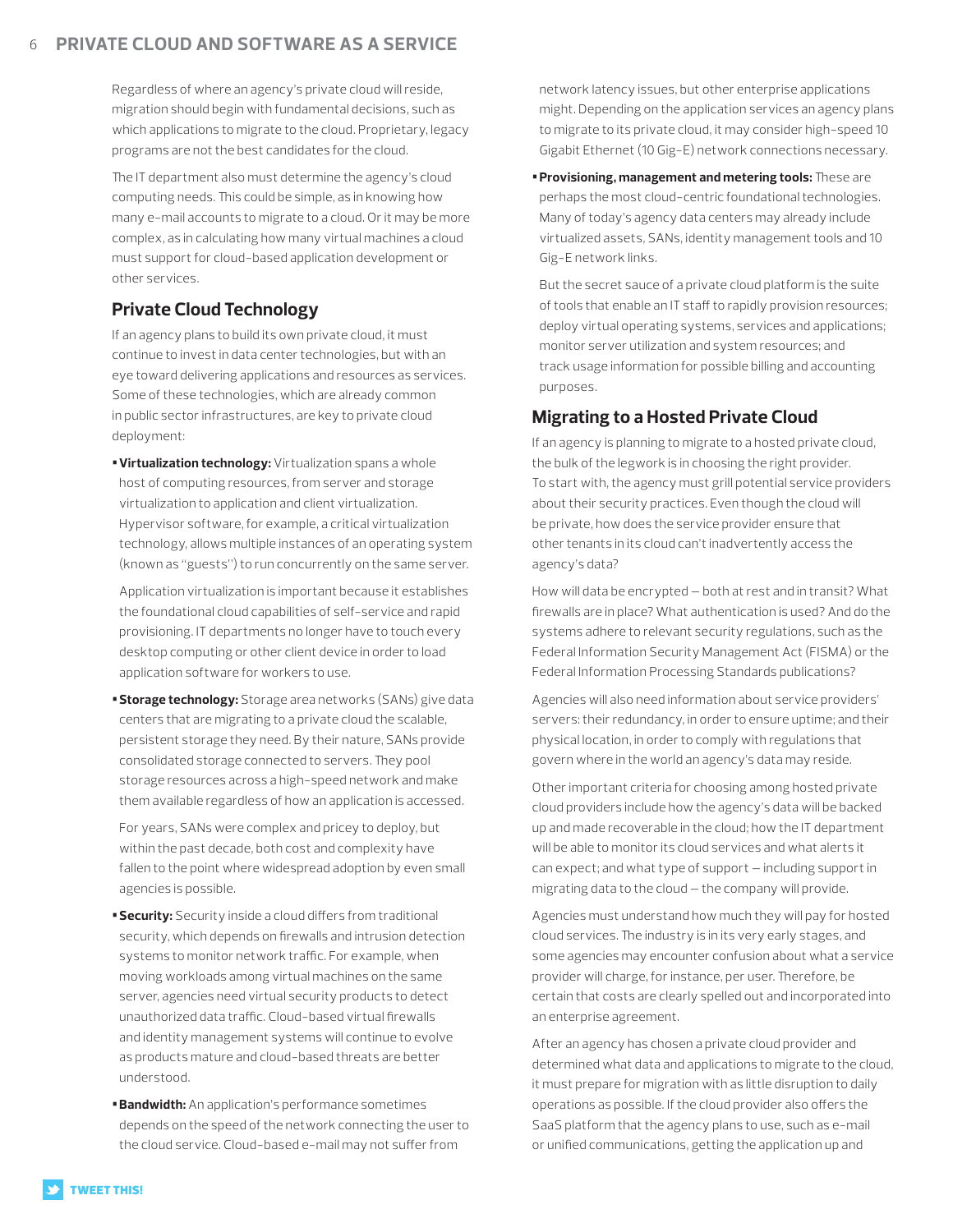Regardless of where an agency's private cloud will reside, migration should begin with fundamental decisions, such as which applications to migrate to the cloud. Proprietary, legacy programs are not the best candidates for the cloud.

The IT department also must determine the agency's cloud computing needs. This could be simple, as in knowing how many e-mail accounts to migrate to a cloud. Or it may be more complex, as in calculating how many virtual machines a cloud must support for cloud-based application development or other services.

## Private Cloud Technology

If an agency plans to build its own private cloud, it must continue to invest in data center technologies, but with an eye toward delivering applications and resources as services. Some of these technologies, which are already common in public sector infrastructures, are key to private cloud deployment:

- **Virtualization technology:** Virtualization spans a whole host of computing resources, from server and storage virtualization to application and client virtualization. Hypervisor software, for example, a critical virtualization technology, allows multiple instances of an operating system (known as "guests") to run concurrently on the same server.

  Application virtualization is important because it establishes the foundational cloud capabilities of self-service and rapid provisioning. IT departments no longer have to touch every desktop computing or other client device in order to load application software for workers to use.

- **Storage technology:** Storage area networks (SANs) give data centers that are migrating to a private cloud the scalable, persistent storage they need. By their nature, SANs provide consolidated storage connected to servers. They pool storage resources across a high-speed network and make them available regardless of how an application is accessed.

  For years, SANs were complex and pricey to deploy, but within the past decade, both cost and complexity have fallen to the point where widespread adoption by even small agencies is possible.

- **Security:** Security inside a cloud differs from traditional security, which depends on firewalls and intrusion detection systems to monitor network traffic. For example, when moving workloads among virtual machines on the same server, agencies need virtual security products to detect unauthorized data traffic. Cloud-based virtual firewalls and identity management systems will continue to evolve as products mature and cloud-based threats are better understood.

- **Bandwidth:** An application's performance sometimes depends on the speed of the network connecting the user to the cloud service. Cloud-based e-mail may not suffer from network latency issues, but other enterprise applications might. Depending on the application services an agency plans to migrate to its private cloud, it may consider high-speed 10 Gigabit Ethernet (10 Gig-E) network connections necessary.

- **Provisioning, management and metering tools:** These are perhaps the most cloud-centric foundational technologies. Many of today's agency data centers may already include virtualized assets, SANs, identity management tools and 10 Gig-E network links.

  But the secret sauce of a private cloud platform is the suite of tools that enable an IT staff to rapidly provision resources; deploy virtual operating systems, services and applications; monitor server utilization and system resources; and track usage information for possible billing and accounting purposes.

## Migrating to a Hosted Private Cloud

If an agency is planning to migrate to a hosted private cloud, the bulk of the legwork is in choosing the right provider. To start with, the agency must grill potential service providers about their security practices. Even though the cloud will be private, how does the service provider ensure that other tenants in its cloud can't inadvertently access the agency's data?

How will data be encrypted – both at rest and in transit? What firewalls are in place? What authentication is used? And do the systems adhere to relevant security regulations, such as the Federal Information Security Management Act (FISMA) or the Federal Information Processing Standards publications?

Agencies will also need information about service providers' servers: their redundancy, in order to ensure uptime; and their physical location, in order to comply with regulations that govern where in the world an agency's data may reside.

Other important criteria for choosing among hosted private cloud providers include how the agency's data will be backed up and made recoverable in the cloud; how the IT department will be able to monitor its cloud services and what alerts it can expect; and what type of support – including support in migrating data to the cloud – the company will provide.

Agencies must understand how much they will pay for hosted cloud services. The industry is in its very early stages, and some agencies may encounter confusion about what a service provider will charge, for instance, per user. Therefore, be certain that costs are clearly spelled out and incorporated into an enterprise agreement.

After an agency has chosen a private cloud provider and determined what data and applications to migrate to the cloud, it must prepare for migration with as little disruption to daily operations as possible. If the cloud provider also offers the SaaS platform that the agency plans to use, such as e-mail or unified communications, getting the application up and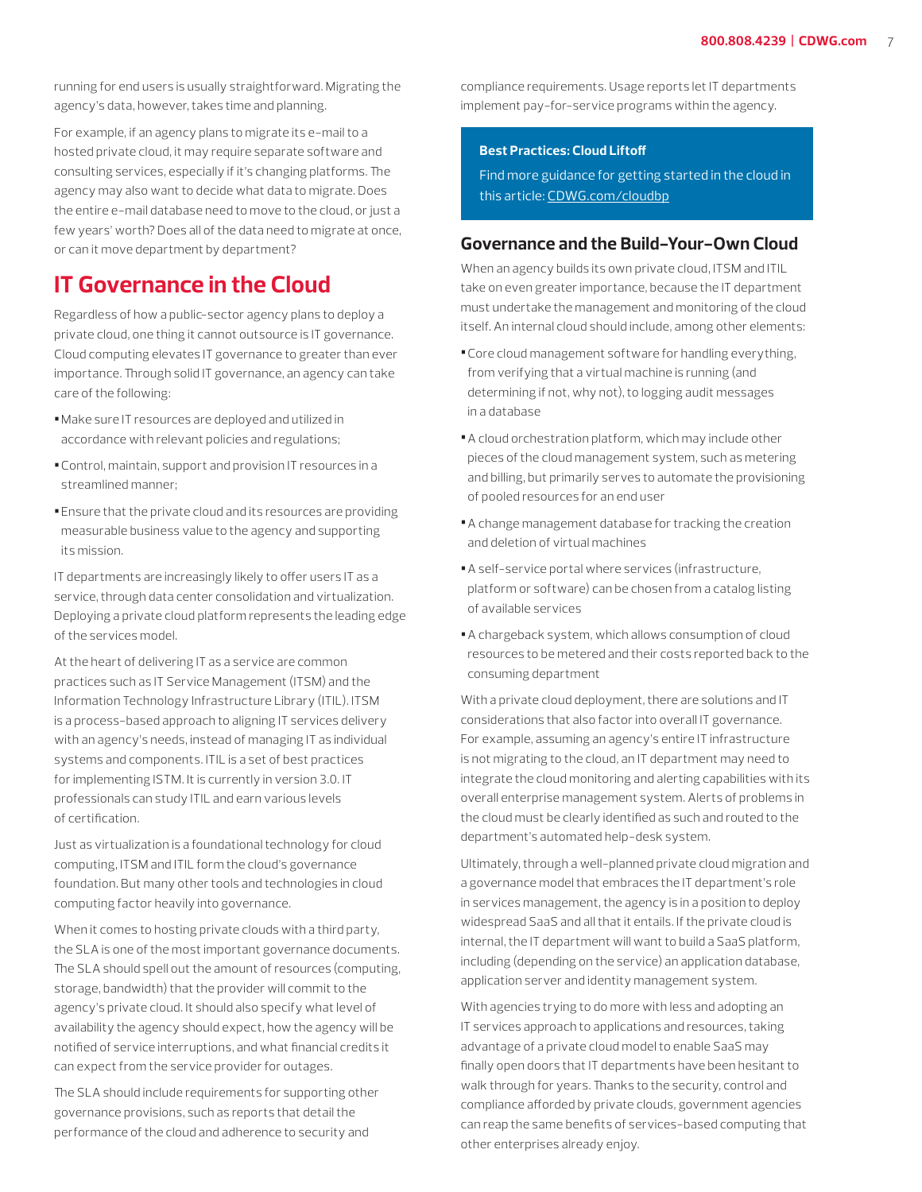running for end users is usually straightforward. Migrating the agency's data, however, takes time and planning.

For example, if an agency plans to migrate its e-mail to a hosted private cloud, it may require separate software and consulting services, especially if it's changing platforms. The agency may also want to decide what data to migrate. Does the entire e-mail database need to move to the cloud, or just a few years' worth? Does all of the data need to migrate at once, or can it move department by department?

## IT Governance in the Cloud

Regardless of how a public-sector agency plans to deploy a private cloud, one thing it cannot outsource is IT governance. Cloud computing elevates IT governance to greater than ever importance. Through solid IT governance, an agency can take care of the following:

- Make sure IT resources are deployed and utilized in accordance with relevant policies and regulations;
- Control, maintain, support and provision IT resources in a streamlined manner;
- Ensure that the private cloud and its resources are providing measurable business value to the agency and supporting its mission.

IT departments are increasingly likely to offer users IT as a service, through data center consolidation and virtualization. Deploying a private cloud platform represents the leading edge of the services model.

At the heart of delivering IT as a service are common practices such as IT Service Management (ITSM) and the Information Technology Infrastructure Library (ITIL). ITSM is a process-based approach to aligning IT services delivery with an agency's needs, instead of managing IT as individual systems and components. ITIL is a set of best practices for implementing ISTM. It is currently in version 3.0. IT professionals can study ITIL and earn various levels of certification.

Just as virtualization is a foundational technology for cloud computing, ITSM and ITIL form the cloud's governance foundation. But many other tools and technologies in cloud computing factor heavily into governance.

When it comes to hosting private clouds with a third party, the SLA is one of the most important governance documents. The SLA should spell out the amount of resources (computing, storage, bandwidth) that the provider will commit to the agency's private cloud. It should also specify what level of availability the agency should expect, how the agency will be notified of service interruptions, and what financial credits it can expect from the service provider for outages.

The SLA should include requirements for supporting other governance provisions, such as reports that detail the performance of the cloud and adherence to security and compliance requirements. Usage reports let IT departments implement pay-for-service programs within the agency.

**Best Practices: Cloud Liftoff**

Find more guidance for getting started in the cloud in this article: CDWG.com/cloudbp

### Governance and the Build-Your-Own Cloud

When an agency builds its own private cloud, ITSM and ITIL take on even greater importance, because the IT department must undertake the management and monitoring of the cloud itself. An internal cloud should include, among other elements:

- Core cloud management software for handling everything, from verifying that a virtual machine is running (and determining if not, why not), to logging audit messages in a database
- A cloud orchestration platform, which may include other pieces of the cloud management system, such as metering and billing, but primarily serves to automate the provisioning of pooled resources for an end user
- A change management database for tracking the creation and deletion of virtual machines
- A self-service portal where services (infrastructure, platform or software) can be chosen from a catalog listing of available services
- A chargeback system, which allows consumption of cloud resources to be metered and their costs reported back to the consuming department

With a private cloud deployment, there are solutions and IT considerations that also factor into overall IT governance. For example, assuming an agency's entire IT infrastructure is not migrating to the cloud, an IT department may need to integrate the cloud monitoring and alerting capabilities with its overall enterprise management system. Alerts of problems in the cloud must be clearly identified as such and routed to the department's automated help-desk system.

Ultimately, through a well-planned private cloud migration and a governance model that embraces the IT department's role in services management, the agency is in a position to deploy widespread SaaS and all that it entails. If the private cloud is internal, the IT department will want to build a SaaS platform, including (depending on the service) an application database, application server and identity management system.

With agencies trying to do more with less and adopting an IT services approach to applications and resources, taking advantage of a private cloud model to enable SaaS may finally open doors that IT departments have been hesitant to walk through for years. Thanks to the security, control and compliance afforded by private clouds, government agencies can reap the same benefits of services-based computing that other enterprises already enjoy.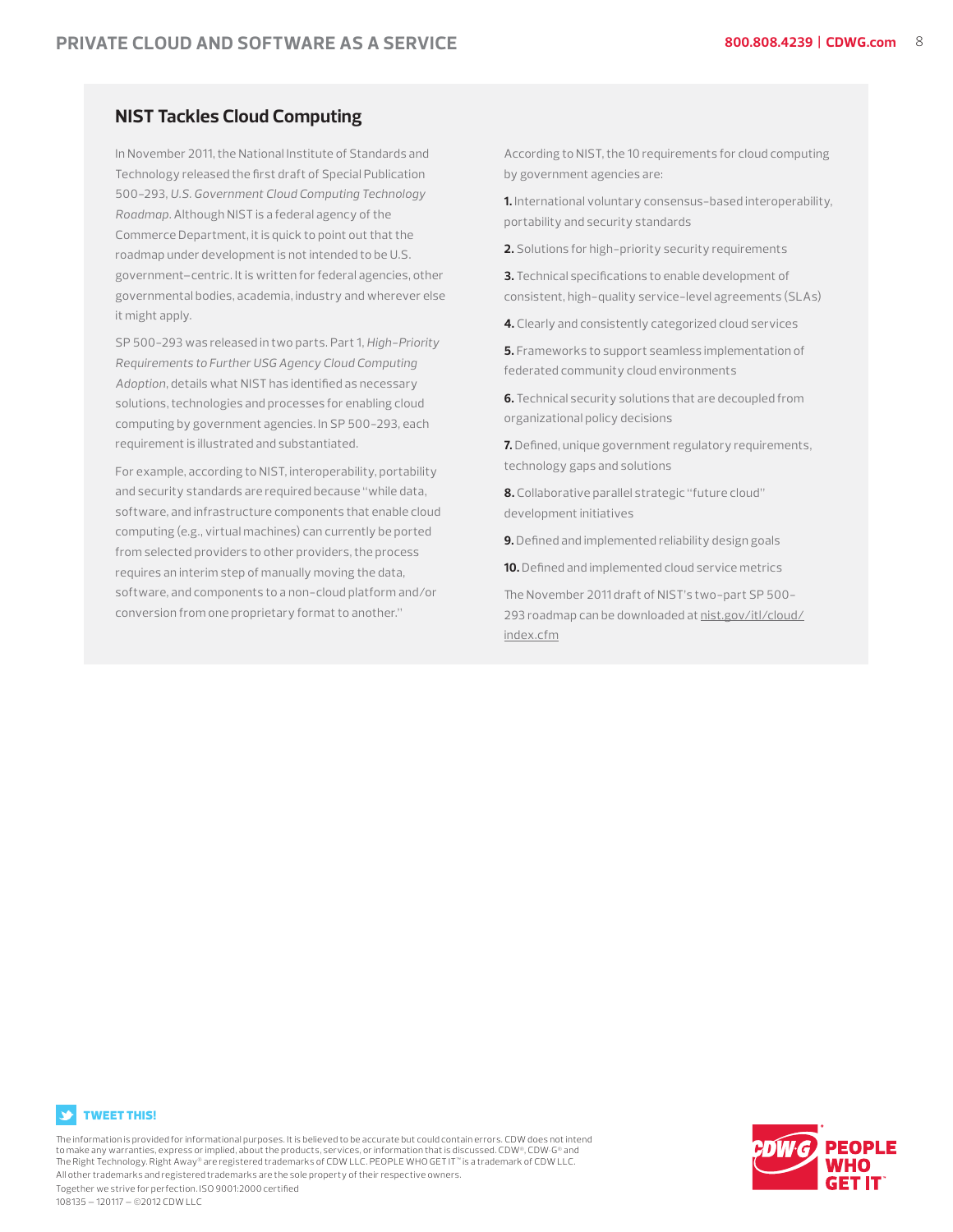## NIST Tackles Cloud Computing

In November 2011, the National Institute of Standards and Technology released the first draft of Special Publication 500-293, *U.S. Government Cloud Computing Technology Roadmap*. Although NIST is a federal agency of the Commerce Department, it is quick to point out that the roadmap under development is not intended to be U.S. government-centric. It is written for federal agencies, other governmental bodies, academia, industry and wherever else it might apply.

SP 500-293 was released in two parts. Part 1, *High-Priority Requirements to Further USG Agency Cloud Computing Adoption*, details what NIST has identified as necessary solutions, technologies and processes for enabling cloud computing by government agencies. In SP 500-293, each requirement is illustrated and substantiated.

For example, according to NIST, interoperability, portability and security standards are required because "while data, software, and infrastructure components that enable cloud computing (e.g., virtual machines) can currently be ported from selected providers to other providers, the process requires an interim step of manually moving the data, software, and components to a non-cloud platform and/or conversion from one proprietary format to another."

According to NIST, the 10 requirements for cloud computing by government agencies are:

**1.** International voluntary consensus-based interoperability, portability and security standards

**2.** Solutions for high-priority security requirements

**3.** Technical specifications to enable development of consistent, high-quality service-level agreements (SLAs)

**4.** Clearly and consistently categorized cloud services

**5.** Frameworks to support seamless implementation of federated community cloud environments

**6.** Technical security solutions that are decoupled from organizational policy decisions

**7.** Defined, unique government regulatory requirements, technology gaps and solutions

**8.** Collaborative parallel strategic "future cloud" development initiatives

**9.** Defined and implemented reliability design goals

**10.** Defined and implemented cloud service metrics

The November 2011 draft of NIST's two-part SP 500-293 roadmap can be downloaded at nist.gov/itl/cloud/index.cfm

**TWEET THIS!**

The information is provided for informational purposes. It is believed to be accurate but could contain errors. CDW does not intend to make any warranties, express or implied, about the products, services, or information that is discussed. CDW®, CDW·G® and The Right Technology. Right Away® are registered trademarks of CDW LLC. PEOPLE WHO GET IT™ is a trademark of CDW LLC. All other trademarks and registered trademarks are the sole property of their respective owners.
Together we strive for perfection. ISO 9001:2000 certified
108135 — 120117 — ©2012 CDW LLC

CDW·G PEOPLE WHO GET IT™